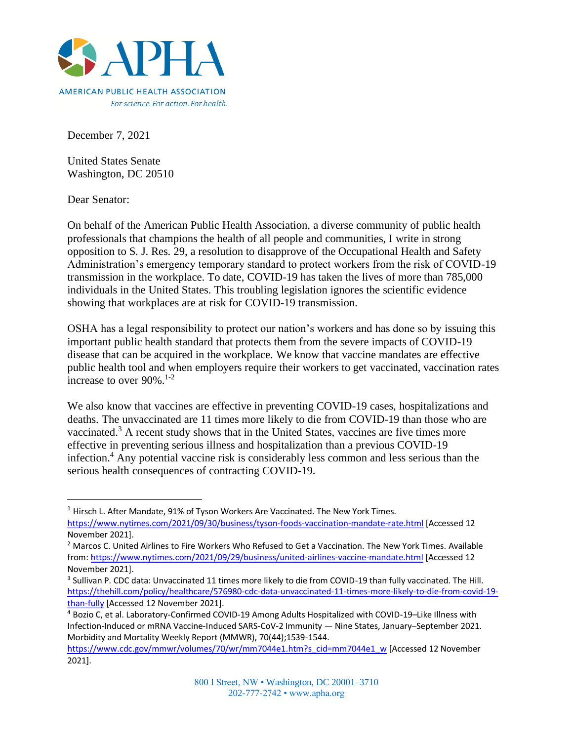**APHA**

AMERICAN PUBLIC HEALTH ASSOCIATION

*For science. For action. For health.*

December 7, 2021

United States Senate
Washington, DC 20510

Dear Senator:

On behalf of the American Public Health Association, a diverse community of public health professionals that champions the health of all people and communities, I write in strong opposition to S. J. Res. 29, a resolution to disapprove of the Occupational Health and Safety Administration's emergency temporary standard to protect workers from the risk of COVID-19 transmission in the workplace. To date, COVID-19 has taken the lives of more than 785,000 individuals in the United States. This troubling legislation ignores the scientific evidence showing that workplaces are at risk for COVID-19 transmission.

OSHA has a legal responsibility to protect our nation's workers and has done so by issuing this important public health standard that protects them from the severe impacts of COVID-19 disease that can be acquired in the workplace. We know that vaccine mandates are effective public health tool and when employers require their workers to get vaccinated, vaccination rates increase to over 90%.[1-2]

We also know that vaccines are effective in preventing COVID-19 cases, hospitalizations and deaths. The unvaccinated are 11 times more likely to die from COVID-19 than those who are vaccinated.[3] A recent study shows that in the United States, vaccines are five times more effective in preventing serious illness and hospitalization than a previous COVID-19 infection.[4] Any potential vaccine risk is considerably less common and less serious than the serious health consequences of contracting COVID-19.

---

[1] Hirsch L. After Mandate, 91% of Tyson Workers Are Vaccinated. The New York Times. https://www.nytimes.com/2021/09/30/business/tyson-foods-vaccination-mandate-rate.html [Accessed 12 November 2021].

[2] Marcos C. United Airlines to Fire Workers Who Refused to Get a Vaccination. The New York Times. Available from: https://www.nytimes.com/2021/09/29/business/united-airlines-vaccine-mandate.html [Accessed 12 November 2021].

[3] Sullivan P. CDC data: Unvaccinated 11 times more likely to die from COVID-19 than fully vaccinated. The Hill. https://thehill.com/policy/healthcare/576980-cdc-data-unvaccinated-11-times-more-likely-to-die-from-covid-19-than-fully [Accessed 12 November 2021].

[4] Bozio C, et al. Laboratory-Confirmed COVID-19 Among Adults Hospitalized with COVID-19–Like Illness with Infection-Induced or mRNA Vaccine-Induced SARS-CoV-2 Immunity — Nine States, January–September 2021. Morbidity and Mortality Weekly Report (MMWR), 70(44);1539-1544. https://www.cdc.gov/mmwr/volumes/70/wr/mm7044e1.htm?s_cid=mm7044e1_w [Accessed 12 November 2021].

800 I Street, NW • Washington, DC 20001–3710
202-777-2742 • www.apha.org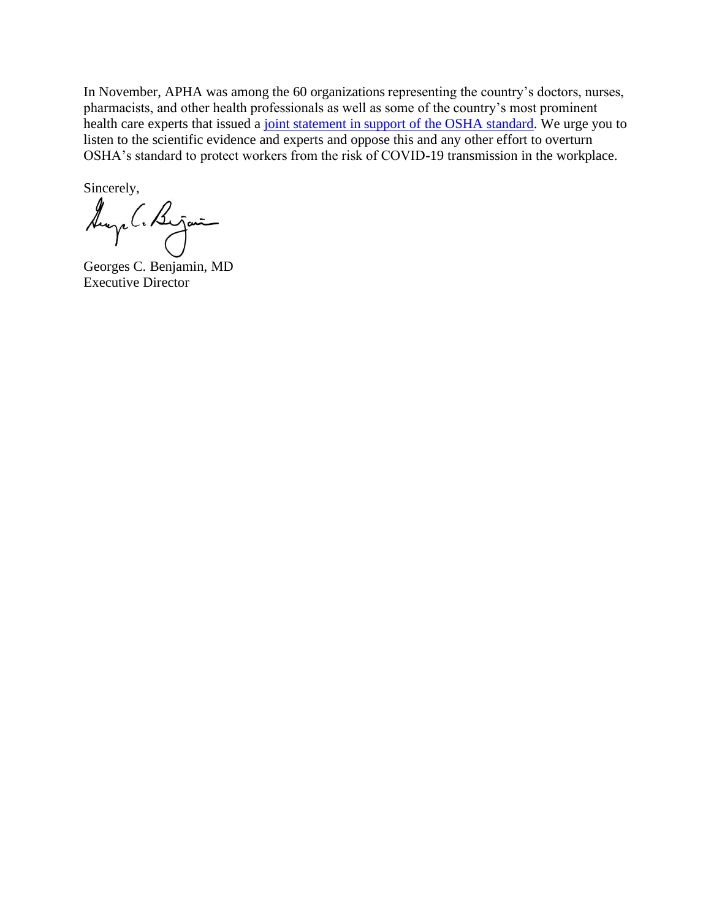In November, APHA was among the 60 organizations representing the country's doctors, nurses, pharmacists, and other health professionals as well as some of the country's most prominent health care experts that issued a joint statement in support of the OSHA standard. We urge you to listen to the scientific evidence and experts and oppose this and any other effort to overturn OSHA's standard to protect workers from the risk of COVID-19 transmission in the workplace.

Sincerely,

Georges C. Benjamin, MD
Executive Director